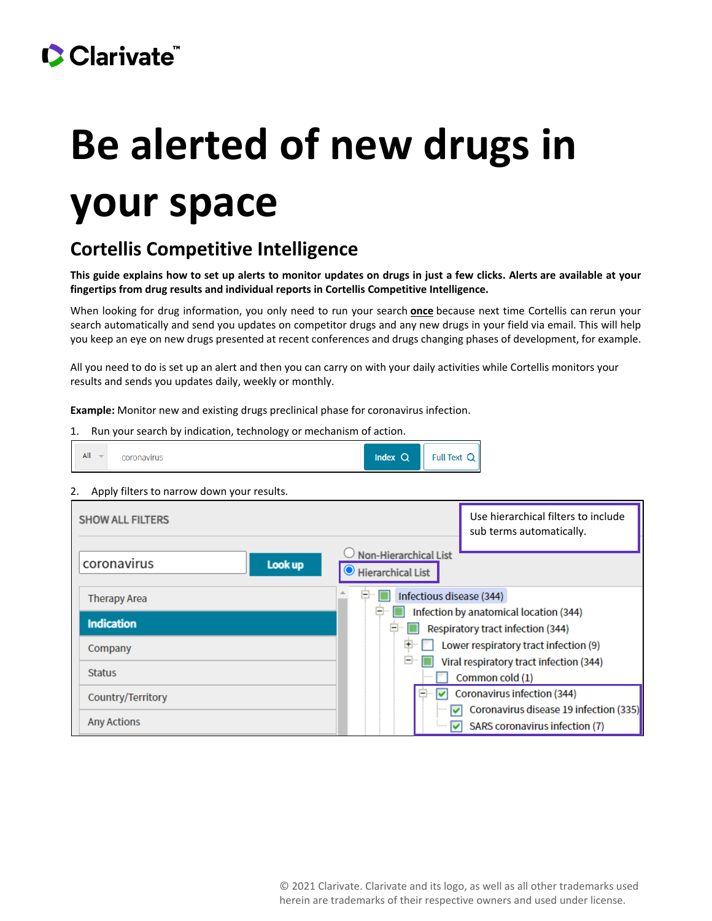Clarivate™

# Be alerted of new drugs in your space

## Cortellis Competitive Intelligence

**This guide explains how to set up alerts to monitor updates on drugs in just a few clicks. Alerts are available at your fingertips from drug results and individual reports in Cortellis Competitive Intelligence.**

When looking for drug information, you only need to run your search **once** because next time Cortellis can rerun your search automatically and send you updates on competitor drugs and any new drugs in your field via email. This will help you keep an eye on new drugs presented at recent conferences and drugs changing phases of development, for example.

All you need to do is set up an alert and then you can carry on with your daily activities while Cortellis monitors your results and sends you updates daily, weekly or monthly.

**Example:** Monitor new and existing drugs preclinical phase for coronavirus infection.

1. Run your search by indication, technology or mechanism of action.

2. Apply filters to narrow down your results.

Use hierarchical filters to include sub terms automatically.

© 2021 Clarivate. Clarivate and its logo, as well as all other trademarks used herein are trademarks of their respective owners and used under license.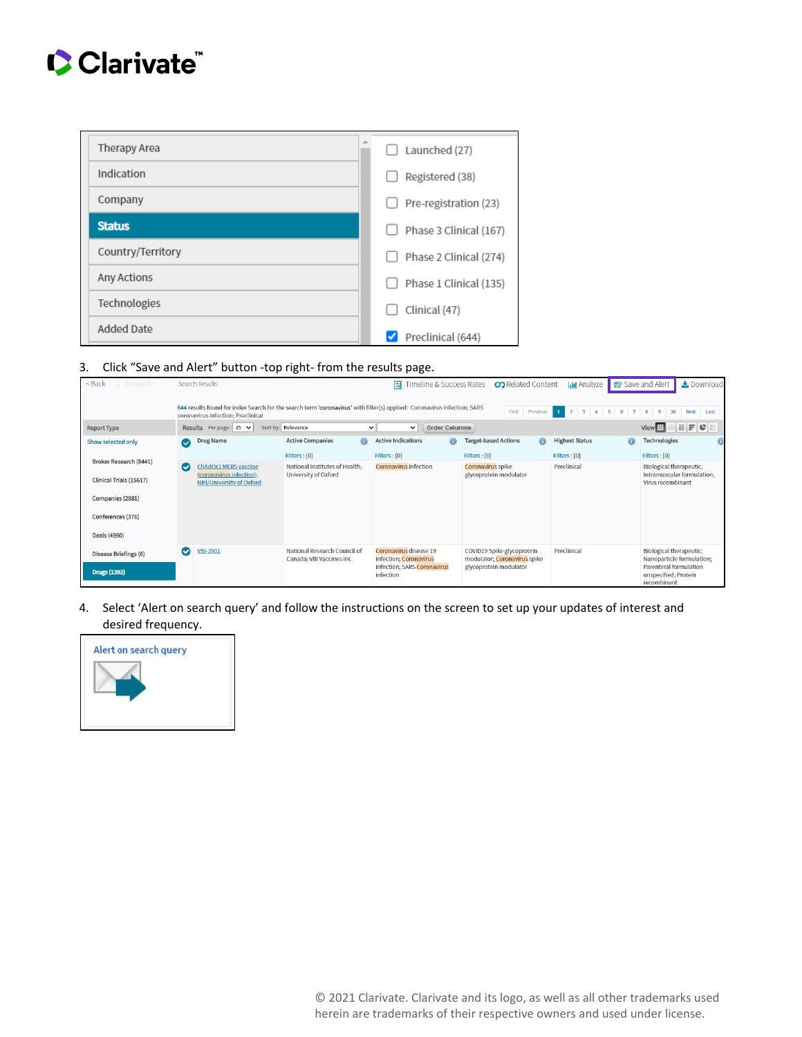3. Click “Save and Alert” button -top right- from the results page.

4. Select ‘Alert on search query’ and follow the instructions on the screen to set up your updates of interest and desired frequency.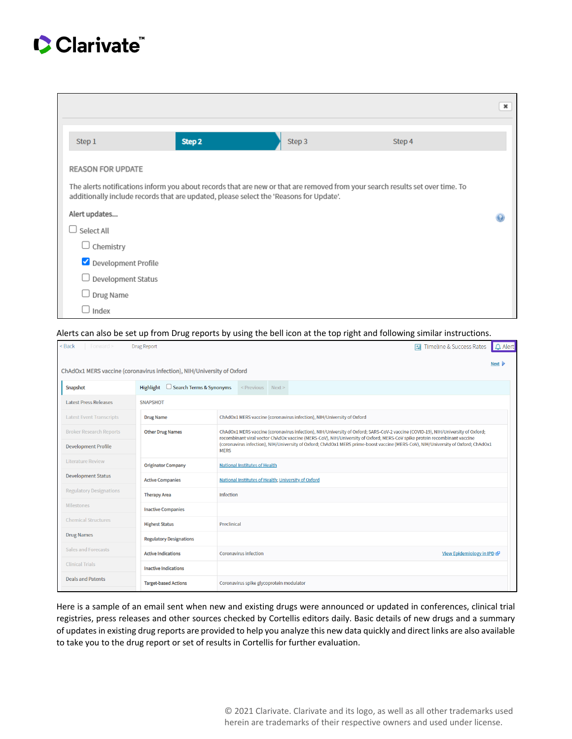Step 1 | Step 2 | Step 3 | Step 4

REASON FOR UPDATE

The alerts notifications inform you about records that are new or that are removed from your search results set over time. To additionally include records that are updated, please select the 'Reasons for Update'.

Alert updates...

- [ ] Select All
  - [ ] Chemistry
  - [x] Development Profile
  - [ ] Development Status
  - [ ] Drug Name
  - [ ] Index

Alerts can also be set up from Drug reports by using the bell icon at the top right and following similar instructions.

< Back | Forward > Drug Report | Timeline & Success Rates | Alert

ChAdOx1 MERS vaccine (coronavirus infection), NIH/University of Oxford

Next

- Snapshot
- Latest Press Releases
- Latest Event Transcripts
- Broker Research Reports
- Development Profile
- Literature Review
- Development Status
- Regulatory Designations
- Milestones
- Chemical Structures
- Drug Names
- Sales and Forecasts
- Clinical Trials
- Deals and Patents

Highlight | Search Terms & Synonyms | < Previous | Next >

SNAPSHOT

| | |
|---|---|
| Drug Name | ChAdOx1 MERS vaccine (coronavirus infection), NIH/University of Oxford |
| Other Drug Names | ChAdOx1 MERS vaccine (coronavirus infection), NIH/University of Oxford; SARS-CoV-2 vaccine (COVID-19), NIH/University of Oxford; recombinant viral vector ChAdOx vaccine (MERS-CoV), NIH/University of Oxford; MERS-CoV spike protein recombinant vaccine (coronavirus infection), NIH/University of Oxford; ChAdOx1 MERS prime-boost vaccine (MERS-CoV), NIH/University of Oxford; ChAdOx1 MERS |
| Originator Company | National Institutes of Health |
| Active Companies | National Institutes of Health; University of Oxford |
| Therapy Area | Infection |
| Inactive Companies | |
| Highest Status | Preclinical |
| Regulatory Designations | |
| Active Indications | Coronavirus infection — View Epidemiology in IPD |
| Inactive Indications | |
| Target-based Actions | Coronavirus spike glycoprotein modulator |

Here is a sample of an email sent when new and existing drugs were announced or updated in conferences, clinical trial registries, press releases and other sources checked by Cortellis editors daily. Basic details of new drugs and a summary of updates in existing drug reports are provided to help you analyze this new data quickly and direct links are also available to take you to the drug report or set of results in Cortellis for further evaluation.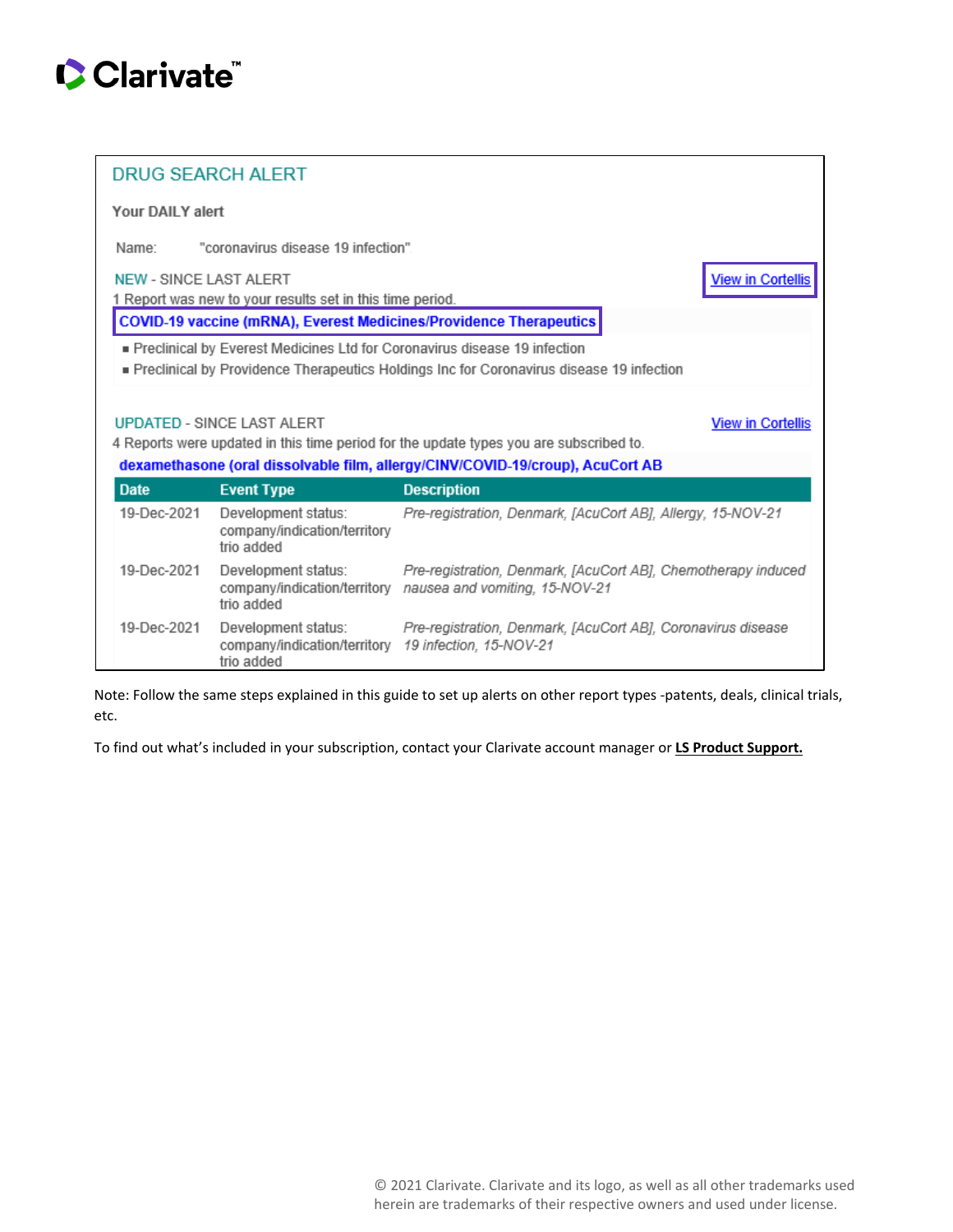## DRUG SEARCH ALERT

**Your DAILY alert**

Name: "coronavirus disease 19 infection"

NEW - SINCE LAST ALERT

View in Cortellis

1 Report was new to your results set in this time period.

**COVID-19 vaccine (mRNA), Everest Medicines/Providence Therapeutics**

- Preclinical by Everest Medicines Ltd for Coronavirus disease 19 infection
- Preclinical by Providence Therapeutics Holdings Inc for Coronavirus disease 19 infection

UPDATED - SINCE LAST ALERT

View in Cortellis

4 Reports were updated in this time period for the update types you are subscribed to.

**dexamethasone (oral dissolvable film, allergy/CINV/COVID-19/croup), AcuCort AB**

| Date | Event Type | Description |
| --- | --- | --- |
| 19-Dec-2021 | Development status: company/indication/territory trio added | *Pre-registration, Denmark, [AcuCort AB], Allergy, 15-NOV-21* |
| 19-Dec-2021 | Development status: company/indication/territory trio added | *Pre-registration, Denmark, [AcuCort AB], Chemotherapy induced nausea and vomiting, 15-NOV-21* |
| 19-Dec-2021 | Development status: company/indication/territory trio added | *Pre-registration, Denmark, [AcuCort AB], Coronavirus disease 19 infection, 15-NOV-21* |

Note: Follow the same steps explained in this guide to set up alerts on other report types -patents, deals, clinical trials, etc.

To find out what's included in your subscription, contact your Clarivate account manager or **LS Product Support.**

© 2021 Clarivate. Clarivate and its logo, as well as all other trademarks used herein are trademarks of their respective owners and used under license.